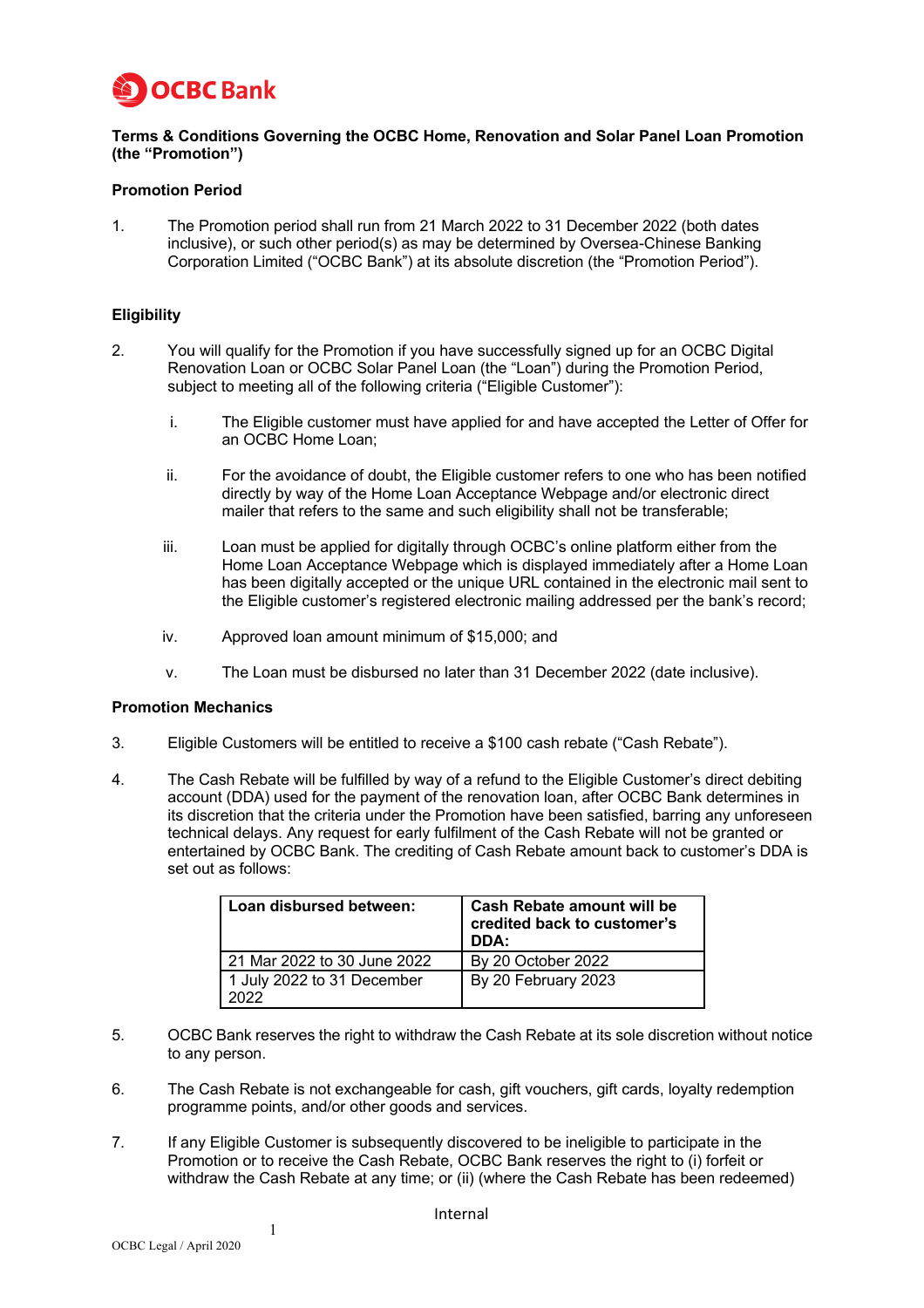**Terms & Conditions Governing the OCBC Home, Renovation and Solar Panel Loan Promotion (the "Promotion")**

**Promotion Period**

1. The Promotion period shall run from 21 March 2022 to 31 December 2022 (both dates inclusive), or such other period(s) as may be determined by Oversea-Chinese Banking Corporation Limited ("OCBC Bank") at its absolute discretion (the "Promotion Period").

**Eligibility**

2. You will qualify for the Promotion if you have successfully signed up for an OCBC Digital Renovation Loan or OCBC Solar Panel Loan (the "Loan") during the Promotion Period, subject to meeting all of the following criteria ("Eligible Customer"):

    i. The Eligible customer must have applied for and have accepted the Letter of Offer for an OCBC Home Loan;

    ii. For the avoidance of doubt, the Eligible customer refers to one who has been notified directly by way of the Home Loan Acceptance Webpage and/or electronic direct mailer that refers to the same and such eligibility shall not be transferable;

    iii. Loan must be applied for digitally through OCBC's online platform either from the Home Loan Acceptance Webpage which is displayed immediately after a Home Loan has been digitally accepted or the unique URL contained in the electronic mail sent to the Eligible customer's registered electronic mailing addressed per the bank's record;

    iv. Approved loan amount minimum of $15,000; and

    v. The Loan must be disbursed no later than 31 December 2022 (date inclusive).

**Promotion Mechanics**

3. Eligible Customers will be entitled to receive a $100 cash rebate ("Cash Rebate").

4. The Cash Rebate will be fulfilled by way of a refund to the Eligible Customer's direct debiting account (DDA) used for the payment of the renovation loan, after OCBC Bank determines in its discretion that the criteria under the Promotion have been satisfied, barring any unforeseen technical delays. Any request for early fulfilment of the Cash Rebate will not be granted or entertained by OCBC Bank. The crediting of Cash Rebate amount back to customer's DDA is set out as follows:

| Loan disbursed between: | Cash Rebate amount will be credited back to customer's DDA: |
|---|---|
| 21 Mar 2022 to 30 June 2022 | By 20 October 2022 |
| 1 July 2022 to 31 December 2022 | By 20 February 2023 |

5. OCBC Bank reserves the right to withdraw the Cash Rebate at its sole discretion without notice to any person.

6. The Cash Rebate is not exchangeable for cash, gift vouchers, gift cards, loyalty redemption programme points, and/or other goods and services.

7. If any Eligible Customer is subsequently discovered to be ineligible to participate in the Promotion or to receive the Cash Rebate, OCBC Bank reserves the right to (i) forfeit or withdraw the Cash Rebate at any time; or (ii) (where the Cash Rebate has been redeemed)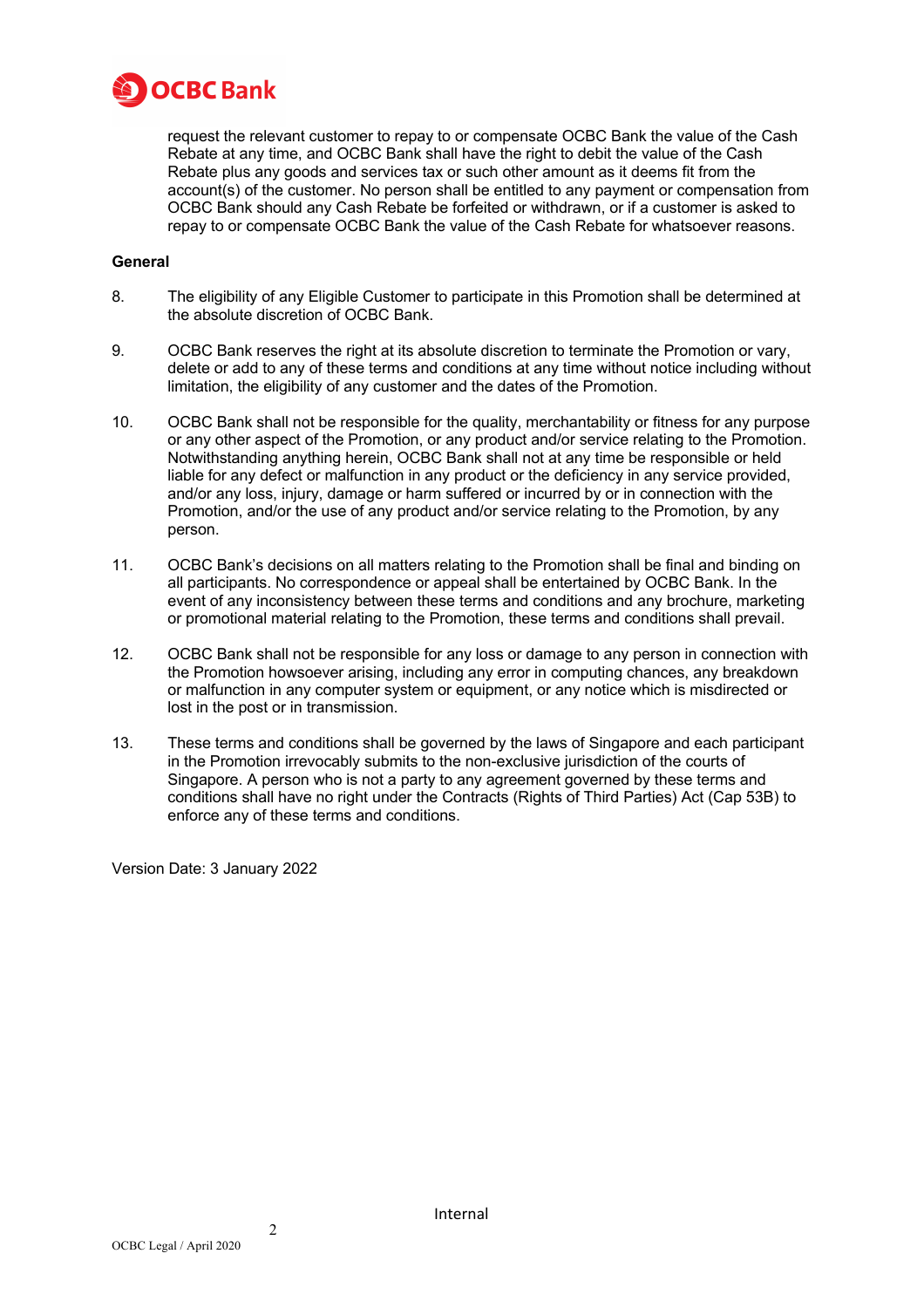request the relevant customer to repay to or compensate OCBC Bank the value of the Cash Rebate at any time, and OCBC Bank shall have the right to debit the value of the Cash Rebate plus any goods and services tax or such other amount as it deems fit from the account(s) of the customer. No person shall be entitled to any payment or compensation from OCBC Bank should any Cash Rebate be forfeited or withdrawn, or if a customer is asked to repay to or compensate OCBC Bank the value of the Cash Rebate for whatsoever reasons.

**General**

8. The eligibility of any Eligible Customer to participate in this Promotion shall be determined at the absolute discretion of OCBC Bank.

9. OCBC Bank reserves the right at its absolute discretion to terminate the Promotion or vary, delete or add to any of these terms and conditions at any time without notice including without limitation, the eligibility of any customer and the dates of the Promotion.

10. OCBC Bank shall not be responsible for the quality, merchantability or fitness for any purpose or any other aspect of the Promotion, or any product and/or service relating to the Promotion. Notwithstanding anything herein, OCBC Bank shall not at any time be responsible or held liable for any defect or malfunction in any product or the deficiency in any service provided, and/or any loss, injury, damage or harm suffered or incurred by or in connection with the Promotion, and/or the use of any product and/or service relating to the Promotion, by any person.

11. OCBC Bank's decisions on all matters relating to the Promotion shall be final and binding on all participants. No correspondence or appeal shall be entertained by OCBC Bank. In the event of any inconsistency between these terms and conditions and any brochure, marketing or promotional material relating to the Promotion, these terms and conditions shall prevail.

12. OCBC Bank shall not be responsible for any loss or damage to any person in connection with the Promotion howsoever arising, including any error in computing chances, any breakdown or malfunction in any computer system or equipment, or any notice which is misdirected or lost in the post or in transmission.

13. These terms and conditions shall be governed by the laws of Singapore and each participant in the Promotion irrevocably submits to the non-exclusive jurisdiction of the courts of Singapore. A person who is not a party to any agreement governed by these terms and conditions shall have no right under the Contracts (Rights of Third Parties) Act (Cap 53B) to enforce any of these terms and conditions.

Version Date: 3 January 2022